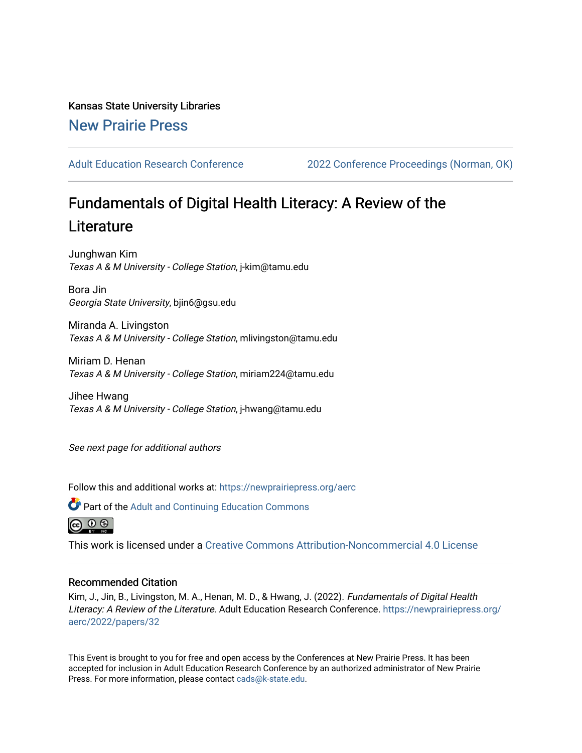Kansas State University Libraries

## New Prairie Press

Adult Education Research Conference | 2022 Conference Proceedings (Norman, OK)

# Fundamentals of Digital Health Literacy: A Review of the Literature

Junghwan Kim
*Texas A & M University - College Station*, j-kim@tamu.edu

Bora Jin
*Georgia State University*, bjin6@gsu.edu

Miranda A. Livingston
*Texas A & M University - College Station*, mlivingston@tamu.edu

Miriam D. Henan
*Texas A & M University - College Station*, miriam224@tamu.edu

Jihee Hwang
*Texas A & M University - College Station*, j-hwang@tamu.edu

*See next page for additional authors*

Follow this and additional works at: https://newprairiepress.org/aerc

Part of the Adult and Continuing Education Commons

This work is licensed under a Creative Commons Attribution-Noncommercial 4.0 License

### Recommended Citation

Kim, J., Jin, B., Livingston, M. A., Henan, M. D., & Hwang, J. (2022). *Fundamentals of Digital Health Literacy: A Review of the Literature.* Adult Education Research Conference. https://newprairiepress.org/aerc/2022/papers/32

This Event is brought to you for free and open access by the Conferences at New Prairie Press. It has been accepted for inclusion in Adult Education Research Conference by an authorized administrator of New Prairie Press. For more information, please contact cads@k-state.edu.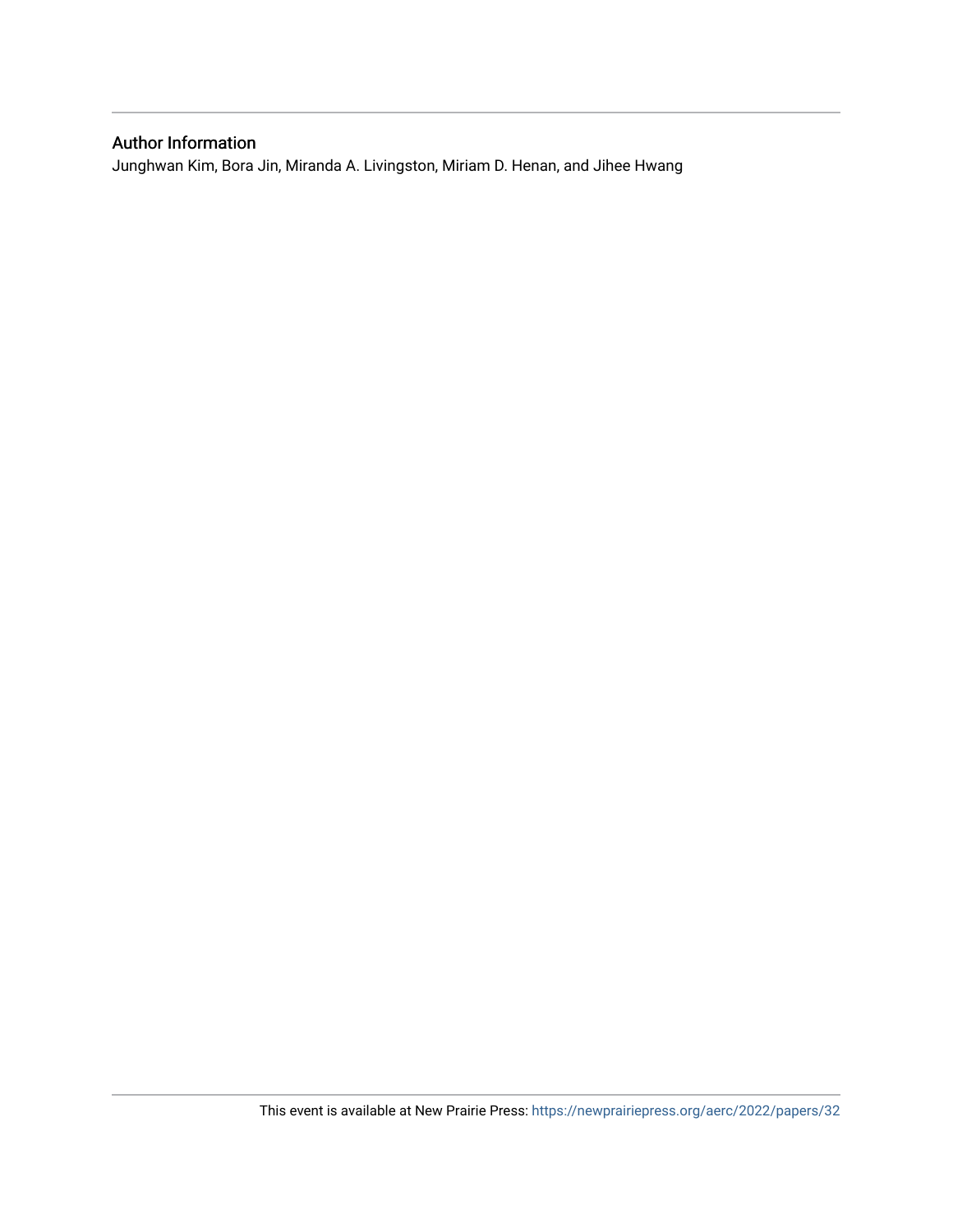## Author Information

Junghwan Kim, Bora Jin, Miranda A. Livingston, Miriam D. Henan, and Jihee Hwang

This event is available at New Prairie Press: https://newprairiepress.org/aerc/2022/papers/32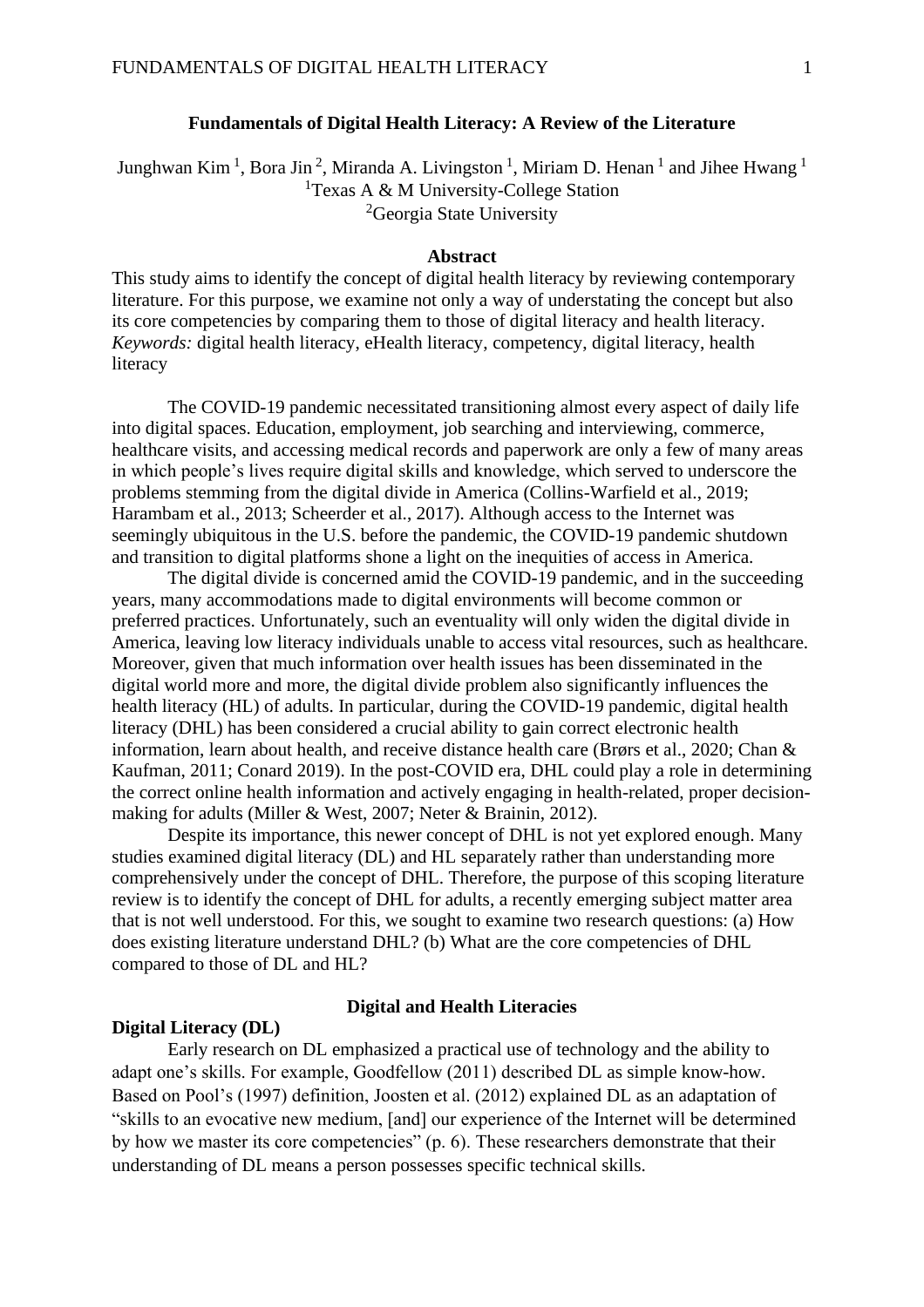# Fundamentals of Digital Health Literacy: A Review of the Literature

Junghwan Kim [1], Bora Jin [2], Miranda A. Livingston [1], Miriam D. Henan [1] and Jihee Hwang [1]

[1]Texas A & M University-College Station

[2]Georgia State University

## Abstract

This study aims to identify the concept of digital health literacy by reviewing contemporary literature. For this purpose, we examine not only a way of understating the concept but also its core competencies by comparing them to those of digital literacy and health literacy.

*Keywords:* digital health literacy, eHealth literacy, competency, digital literacy, health literacy

The COVID-19 pandemic necessitated transitioning almost every aspect of daily life into digital spaces. Education, employment, job searching and interviewing, commerce, healthcare visits, and accessing medical records and paperwork are only a few of many areas in which people's lives require digital skills and knowledge, which served to underscore the problems stemming from the digital divide in America (Collins-Warfield et al., 2019; Harambam et al., 2013; Scheerder et al., 2017). Although access to the Internet was seemingly ubiquitous in the U.S. before the pandemic, the COVID-19 pandemic shutdown and transition to digital platforms shone a light on the inequities of access in America.

The digital divide is concerned amid the COVID-19 pandemic, and in the succeeding years, many accommodations made to digital environments will become common or preferred practices. Unfortunately, such an eventuality will only widen the digital divide in America, leaving low literacy individuals unable to access vital resources, such as healthcare. Moreover, given that much information over health issues has been disseminated in the digital world more and more, the digital divide problem also significantly influences the health literacy (HL) of adults. In particular, during the COVID-19 pandemic, digital health literacy (DHL) has been considered a crucial ability to gain correct electronic health information, learn about health, and receive distance health care (Brørs et al., 2020; Chan & Kaufman, 2011; Conard 2019). In the post-COVID era, DHL could play a role in determining the correct online health information and actively engaging in health-related, proper decision-making for adults (Miller & West, 2007; Neter & Brainin, 2012).

Despite its importance, this newer concept of DHL is not yet explored enough. Many studies examined digital literacy (DL) and HL separately rather than understanding more comprehensively under the concept of DHL. Therefore, the purpose of this scoping literature review is to identify the concept of DHL for adults, a recently emerging subject matter area that is not well understood. For this, we sought to examine two research questions: (a) How does existing literature understand DHL? (b) What are the core competencies of DHL compared to those of DL and HL?

## Digital and Health Literacies

### Digital Literacy (DL)

Early research on DL emphasized a practical use of technology and the ability to adapt one's skills. For example, Goodfellow (2011) described DL as simple know-how. Based on Pool's (1997) definition, Joosten et al. (2012) explained DL as an adaptation of "skills to an evocative new medium, [and] our experience of the Internet will be determined by how we master its core competencies" (p. 6). These researchers demonstrate that their understanding of DL means a person possesses specific technical skills.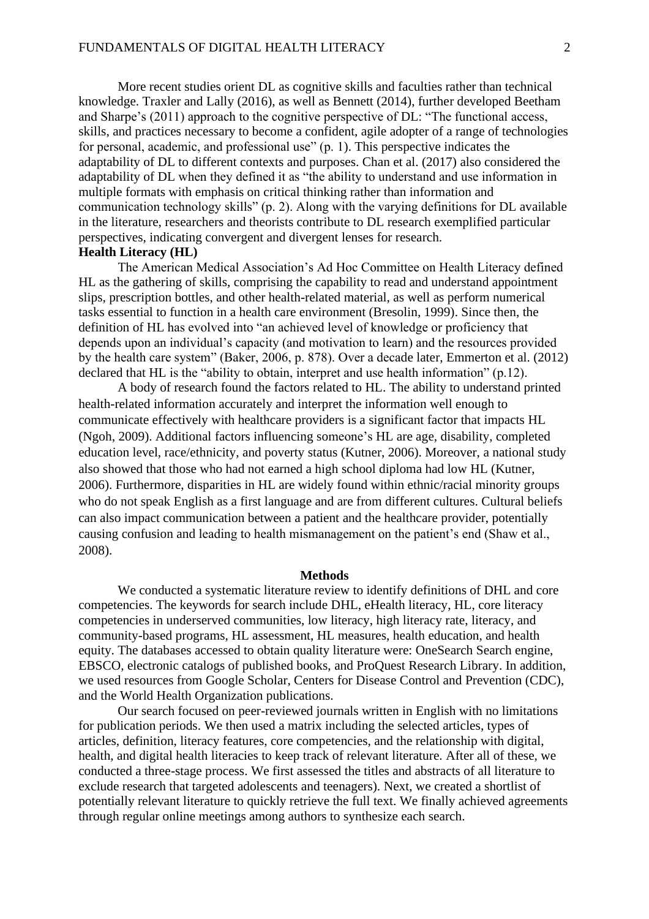More recent studies orient DL as cognitive skills and faculties rather than technical knowledge. Traxler and Lally (2016), as well as Bennett (2014), further developed Beetham and Sharpe's (2011) approach to the cognitive perspective of DL: "The functional access, skills, and practices necessary to become a confident, agile adopter of a range of technologies for personal, academic, and professional use" (p. 1). This perspective indicates the adaptability of DL to different contexts and purposes. Chan et al. (2017) also considered the adaptability of DL when they defined it as "the ability to understand and use information in multiple formats with emphasis on critical thinking rather than information and communication technology skills" (p. 2). Along with the varying definitions for DL available in the literature, researchers and theorists contribute to DL research exemplified particular perspectives, indicating convergent and divergent lenses for research.

**Health Literacy (HL)**

The American Medical Association's Ad Hoc Committee on Health Literacy defined HL as the gathering of skills, comprising the capability to read and understand appointment slips, prescription bottles, and other health-related material, as well as perform numerical tasks essential to function in a health care environment (Bresolin, 1999). Since then, the definition of HL has evolved into "an achieved level of knowledge or proficiency that depends upon an individual's capacity (and motivation to learn) and the resources provided by the health care system" (Baker, 2006, p. 878). Over a decade later, Emmerton et al. (2012) declared that HL is the "ability to obtain, interpret and use health information" (p.12).

A body of research found the factors related to HL. The ability to understand printed health-related information accurately and interpret the information well enough to communicate effectively with healthcare providers is a significant factor that impacts HL (Ngoh, 2009). Additional factors influencing someone's HL are age, disability, completed education level, race/ethnicity, and poverty status (Kutner, 2006). Moreover, a national study also showed that those who had not earned a high school diploma had low HL (Kutner, 2006). Furthermore, disparities in HL are widely found within ethnic/racial minority groups who do not speak English as a first language and are from different cultures. Cultural beliefs can also impact communication between a patient and the healthcare provider, potentially causing confusion and leading to health mismanagement on the patient's end (Shaw et al., 2008).

## Methods

We conducted a systematic literature review to identify definitions of DHL and core competencies. The keywords for search include DHL, eHealth literacy, HL, core literacy competencies in underserved communities, low literacy, high literacy rate, literacy, and community-based programs, HL assessment, HL measures, health education, and health equity. The databases accessed to obtain quality literature were: OneSearch Search engine, EBSCO, electronic catalogs of published books, and ProQuest Research Library. In addition, we used resources from Google Scholar, Centers for Disease Control and Prevention (CDC), and the World Health Organization publications.

Our search focused on peer-reviewed journals written in English with no limitations for publication periods. We then used a matrix including the selected articles, types of articles, definition, literacy features, core competencies, and the relationship with digital, health, and digital health literacies to keep track of relevant literature. After all of these, we conducted a three-stage process. We first assessed the titles and abstracts of all literature to exclude research that targeted adolescents and teenagers). Next, we created a shortlist of potentially relevant literature to quickly retrieve the full text. We finally achieved agreements through regular online meetings among authors to synthesize each search.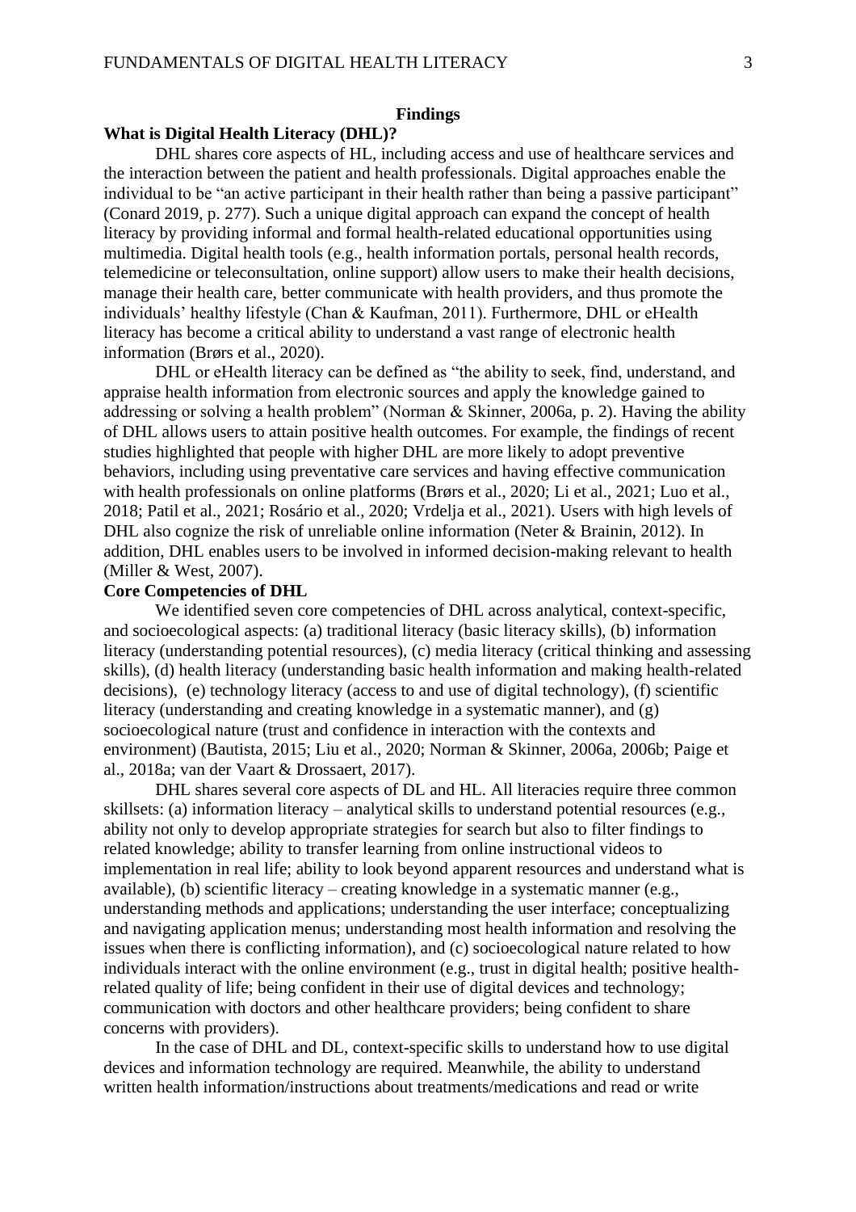## Findings

### What is Digital Health Literacy (DHL)?

DHL shares core aspects of HL, including access and use of healthcare services and the interaction between the patient and health professionals. Digital approaches enable the individual to be "an active participant in their health rather than being a passive participant" (Conard 2019, p. 277). Such a unique digital approach can expand the concept of health literacy by providing informal and formal health-related educational opportunities using multimedia. Digital health tools (e.g., health information portals, personal health records, telemedicine or teleconsultation, online support) allow users to make their health decisions, manage their health care, better communicate with health providers, and thus promote the individuals' healthy lifestyle (Chan & Kaufman, 2011). Furthermore, DHL or eHealth literacy has become a critical ability to understand a vast range of electronic health information (Brørs et al., 2020).

DHL or eHealth literacy can be defined as "the ability to seek, find, understand, and appraise health information from electronic sources and apply the knowledge gained to addressing or solving a health problem" (Norman & Skinner, 2006a, p. 2). Having the ability of DHL allows users to attain positive health outcomes. For example, the findings of recent studies highlighted that people with higher DHL are more likely to adopt preventive behaviors, including using preventative care services and having effective communication with health professionals on online platforms (Brørs et al., 2020; Li et al., 2021; Luo et al., 2018; Patil et al., 2021; Rosário et al., 2020; Vrdelja et al., 2021). Users with high levels of DHL also cognize the risk of unreliable online information (Neter & Brainin, 2012). In addition, DHL enables users to be involved in informed decision-making relevant to health (Miller & West, 2007).

### Core Competencies of DHL

We identified seven core competencies of DHL across analytical, context-specific, and socioecological aspects: (a) traditional literacy (basic literacy skills), (b) information literacy (understanding potential resources), (c) media literacy (critical thinking and assessing skills), (d) health literacy (understanding basic health information and making health-related decisions), (e) technology literacy (access to and use of digital technology), (f) scientific literacy (understanding and creating knowledge in a systematic manner), and (g) socioecological nature (trust and confidence in interaction with the contexts and environment) (Bautista, 2015; Liu et al., 2020; Norman & Skinner, 2006a, 2006b; Paige et al., 2018a; van der Vaart & Drossaert, 2017).

DHL shares several core aspects of DL and HL. All literacies require three common skillsets: (a) information literacy – analytical skills to understand potential resources (e.g., ability not only to develop appropriate strategies for search but also to filter findings to related knowledge; ability to transfer learning from online instructional videos to implementation in real life; ability to look beyond apparent resources and understand what is available), (b) scientific literacy – creating knowledge in a systematic manner (e.g., understanding methods and applications; understanding the user interface; conceptualizing and navigating application menus; understanding most health information and resolving the issues when there is conflicting information), and (c) socioecological nature related to how individuals interact with the online environment (e.g., trust in digital health; positive health-related quality of life; being confident in their use of digital devices and technology; communication with doctors and other healthcare providers; being confident to share concerns with providers).

In the case of DHL and DL, context-specific skills to understand how to use digital devices and information technology are required. Meanwhile, the ability to understand written health information/instructions about treatments/medications and read or write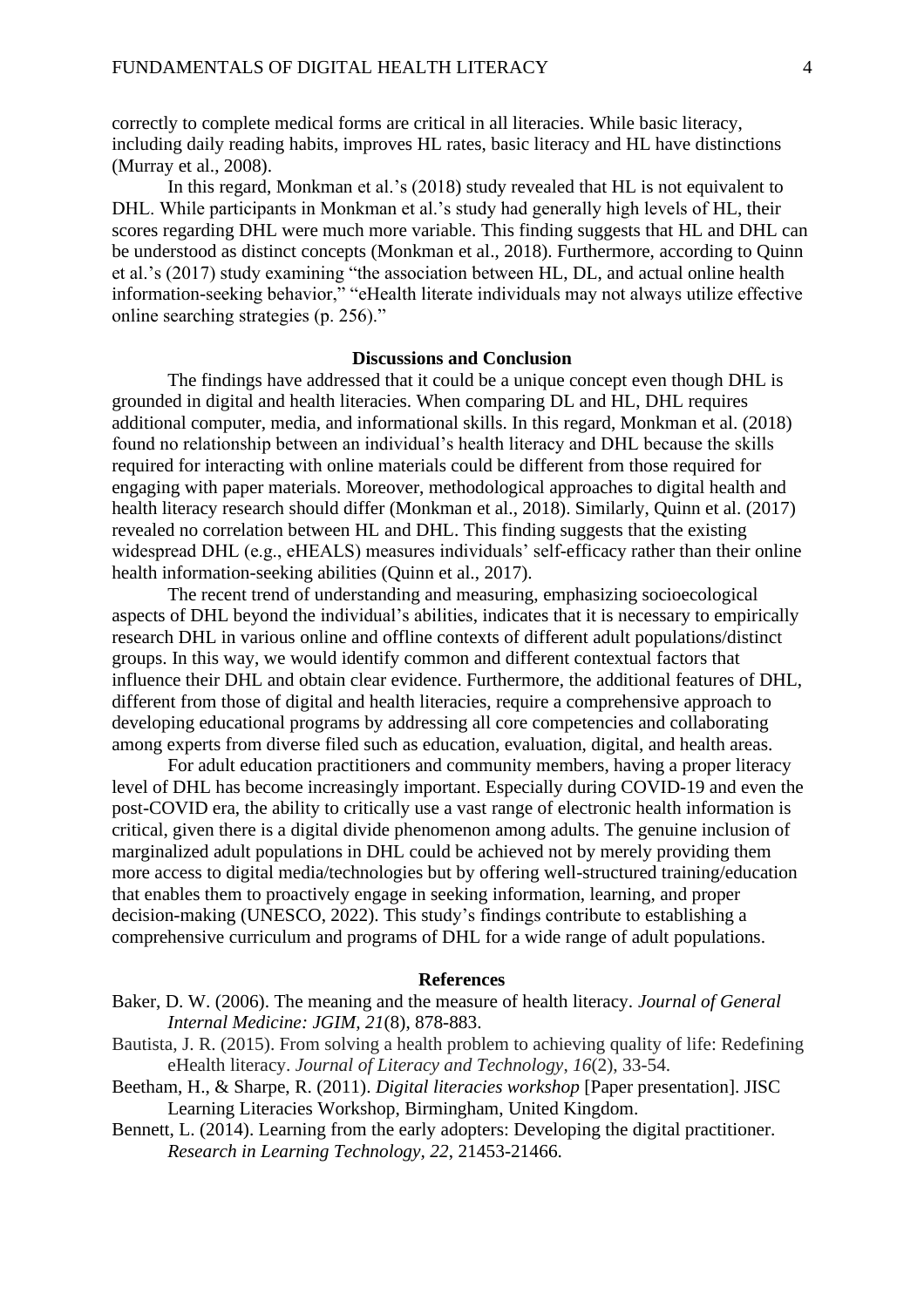correctly to complete medical forms are critical in all literacies. While basic literacy, including daily reading habits, improves HL rates, basic literacy and HL have distinctions (Murray et al., 2008).

In this regard, Monkman et al.'s (2018) study revealed that HL is not equivalent to DHL. While participants in Monkman et al.'s study had generally high levels of HL, their scores regarding DHL were much more variable. This finding suggests that HL and DHL can be understood as distinct concepts (Monkman et al., 2018). Furthermore, according to Quinn et al.'s (2017) study examining "the association between HL, DL, and actual online health information-seeking behavior," "eHealth literate individuals may not always utilize effective online searching strategies (p. 256)."

## Discussions and Conclusion

The findings have addressed that it could be a unique concept even though DHL is grounded in digital and health literacies. When comparing DL and HL, DHL requires additional computer, media, and informational skills. In this regard, Monkman et al. (2018) found no relationship between an individual's health literacy and DHL because the skills required for interacting with online materials could be different from those required for engaging with paper materials. Moreover, methodological approaches to digital health and health literacy research should differ (Monkman et al., 2018). Similarly, Quinn et al. (2017) revealed no correlation between HL and DHL. This finding suggests that the existing widespread DHL (e.g., eHEALS) measures individuals' self-efficacy rather than their online health information-seeking abilities (Quinn et al., 2017).

The recent trend of understanding and measuring, emphasizing socioecological aspects of DHL beyond the individual's abilities, indicates that it is necessary to empirically research DHL in various online and offline contexts of different adult populations/distinct groups. In this way, we would identify common and different contextual factors that influence their DHL and obtain clear evidence. Furthermore, the additional features of DHL, different from those of digital and health literacies, require a comprehensive approach to developing educational programs by addressing all core competencies and collaborating among experts from diverse filed such as education, evaluation, digital, and health areas.

For adult education practitioners and community members, having a proper literacy level of DHL has become increasingly important. Especially during COVID-19 and even the post-COVID era, the ability to critically use a vast range of electronic health information is critical, given there is a digital divide phenomenon among adults. The genuine inclusion of marginalized adult populations in DHL could be achieved not by merely providing them more access to digital media/technologies but by offering well-structured training/education that enables them to proactively engage in seeking information, learning, and proper decision-making (UNESCO, 2022). This study's findings contribute to establishing a comprehensive curriculum and programs of DHL for a wide range of adult populations.

## References

Baker, D. W. (2006). The meaning and the measure of health literacy. *Journal of General Internal Medicine: JGIM, 21*(8), 878-883.

Bautista, J. R. (2015). From solving a health problem to achieving quality of life: Redefining eHealth literacy. *Journal of Literacy and Technology*, *16*(2), 33-54.

Beetham, H., & Sharpe, R. (2011). *Digital literacies workshop* [Paper presentation]. JISC Learning Literacies Workshop, Birmingham, United Kingdom.

Bennett, L. (2014). Learning from the early adopters: Developing the digital practitioner. *Research in Learning Technology, 22,* 21453-21466.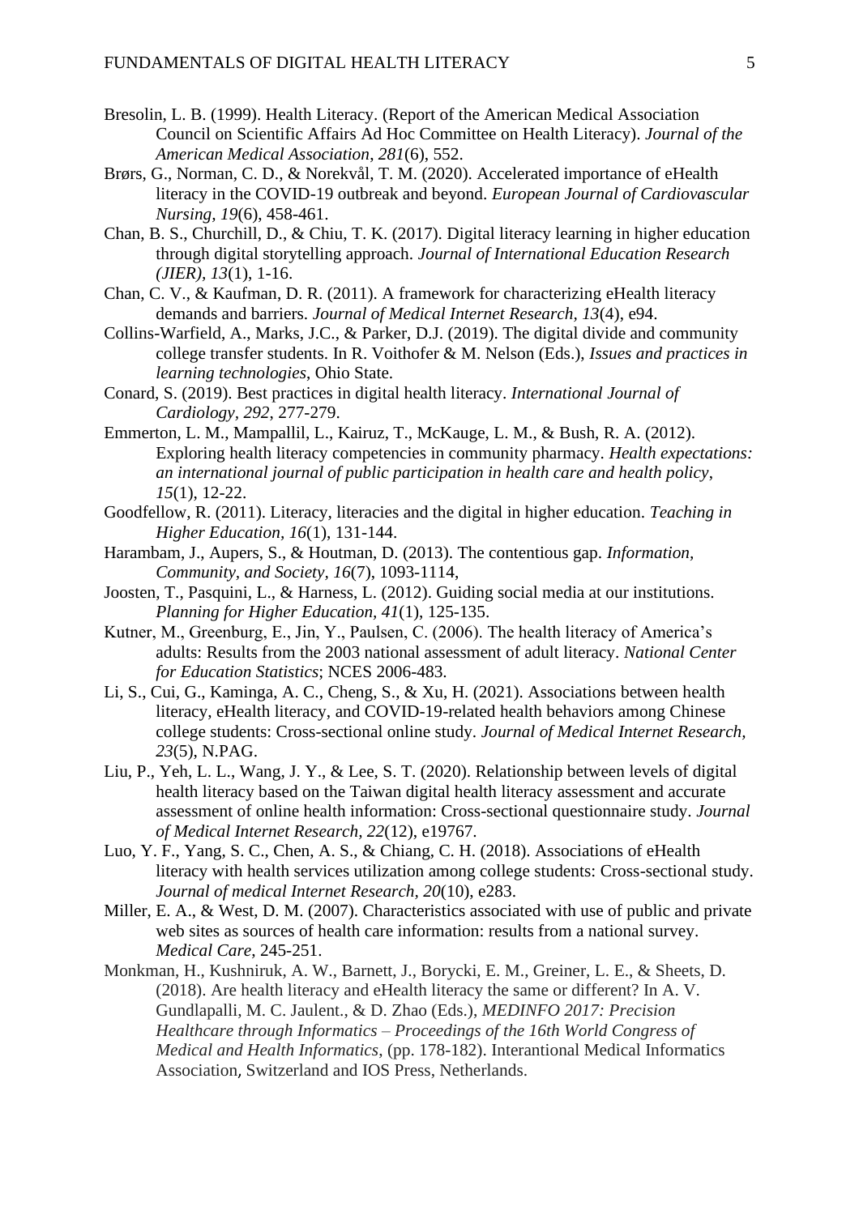Bresolin, L. B. (1999). Health Literacy. (Report of the American Medical Association Council on Scientific Affairs Ad Hoc Committee on Health Literacy). *Journal of the American Medical Association*, *281*(6), 552.

Brørs, G., Norman, C. D., & Norekvål, T. M. (2020). Accelerated importance of eHealth literacy in the COVID-19 outbreak and beyond. *European Journal of Cardiovascular Nursing, 19*(6), 458-461.

Chan, B. S., Churchill, D., & Chiu, T. K. (2017). Digital literacy learning in higher education through digital storytelling approach. *Journal of International Education Research (JIER)*, *13*(1), 1-16.

Chan, C. V., & Kaufman, D. R. (2011). A framework for characterizing eHealth literacy demands and barriers. *Journal of Medical Internet Research*, *13*(4), e94.

Collins-Warfield, A., Marks, J.C., & Parker, D.J. (2019). The digital divide and community college transfer students. In R. Voithofer & M. Nelson (Eds.), *Issues and practices in learning technologies*, Ohio State.

Conard, S. (2019). Best practices in digital health literacy. *International Journal of Cardiology*, *292*, 277-279.

Emmerton, L. M., Mampallil, L., Kairuz, T., McKauge, L. M., & Bush, R. A. (2012). Exploring health literacy competencies in community pharmacy. *Health expectations: an international journal of public participation in health care and health policy*, *15*(1), 12-22.

Goodfellow, R. (2011). Literacy, literacies and the digital in higher education. *Teaching in Higher Education*, *16*(1), 131-144.

Harambam, J., Aupers, S., & Houtman, D. (2013). The contentious gap. *Information, Community, and Society*, *16*(7), 1093-1114,

Joosten, T., Pasquini, L., & Harness, L. (2012). Guiding social media at our institutions. *Planning for Higher Education, 41*(1), 125-135.

Kutner, M., Greenburg, E., Jin, Y., Paulsen, C. (2006). The health literacy of America's adults: Results from the 2003 national assessment of adult literacy. *National Center for Education Statistics*; NCES 2006-483.

Li, S., Cui, G., Kaminga, A. C., Cheng, S., & Xu, H. (2021). Associations between health literacy, eHealth literacy, and COVID-19-related health behaviors among Chinese college students: Cross-sectional online study. *Journal of Medical Internet Research, 23*(5), N.PAG.

Liu, P., Yeh, L. L., Wang, J. Y., & Lee, S. T. (2020). Relationship between levels of digital health literacy based on the Taiwan digital health literacy assessment and accurate assessment of online health information: Cross-sectional questionnaire study. *Journal of Medical Internet Research*, *22*(12), e19767.

Luo, Y. F., Yang, S. C., Chen, A. S., & Chiang, C. H. (2018). Associations of eHealth literacy with health services utilization among college students: Cross-sectional study. *Journal of medical Internet Research*, *20*(10), e283.

Miller, E. A., & West, D. M. (2007). Characteristics associated with use of public and private web sites as sources of health care information: results from a national survey. *Medical Care*, 245-251.

Monkman, H., Kushniruk, A. W., Barnett, J., Borycki, E. M., Greiner, L. E., & Sheets, D. (2018). Are health literacy and eHealth literacy the same or different? In A. V. Gundlapalli, M. C. Jaulent., & D. Zhao (Eds.), *MEDINFO 2017: Precision Healthcare through Informatics – Proceedings of the 16th World Congress of Medical and Health Informatics*, (pp. 178-182). Interantional Medical Informatics Association, Switzerland and IOS Press, Netherlands.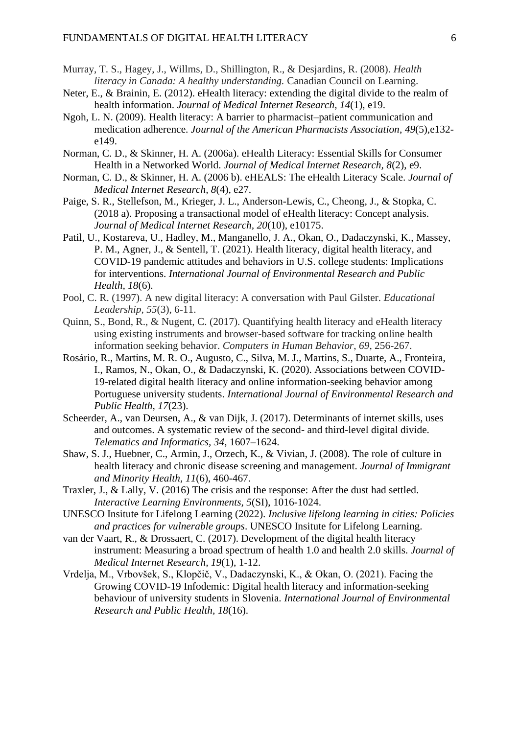Murray, T. S., Hagey, J., Willms, D., Shillington, R., & Desjardins, R. (2008). *Health literacy in Canada: A healthy understanding.* Canadian Council on Learning.

Neter, E., & Brainin, E. (2012). eHealth literacy: extending the digital divide to the realm of health information. *Journal of Medical Internet Research, 14*(1), e19.

Ngoh, L. N. (2009). Health literacy: A barrier to pharmacist–patient communication and medication adherence. *Journal of the American Pharmacists Association*, *49*(5),e132-e149.

Norman, C. D., & Skinner, H. A. (2006a). eHealth Literacy: Essential Skills for Consumer Health in a Networked World. *Journal of Medical Internet Research, 8*(2), e9.

Norman, C. D., & Skinner, H. A. (2006 b). eHEALS: The eHealth Literacy Scale. *Journal of Medical Internet Research, 8*(4), e27.

Paige, S. R., Stellefson, M., Krieger, J. L., Anderson-Lewis, C., Cheong, J., & Stopka, C. (2018 a). Proposing a transactional model of eHealth literacy: Concept analysis. *Journal of Medical Internet Research, 20*(10), e10175.

Patil, U., Kostareva, U., Hadley, M., Manganello, J. A., Okan, O., Dadaczynski, K., Massey, P. M., Agner, J., & Sentell, T. (2021). Health literacy, digital health literacy, and COVID-19 pandemic attitudes and behaviors in U.S. college students: Implications for interventions. *International Journal of Environmental Research and Public Health, 18*(6).

Pool, C. R. (1997). A new digital literacy: A conversation with Paul Gilster. *Educational Leadership, 55*(3), 6-11.

Quinn, S., Bond, R., & Nugent, C. (2017). Quantifying health literacy and eHealth literacy using existing instruments and browser-based software for tracking online health information seeking behavior. *Computers in Human Behavior, 69*, 256-267.

Rosário, R., Martins, M. R. O., Augusto, C., Silva, M. J., Martins, S., Duarte, A., Fronteira, I., Ramos, N., Okan, O., & Dadaczynski, K. (2020). Associations between COVID-19-related digital health literacy and online information-seeking behavior among Portuguese university students. *International Journal of Environmental Research and Public Health, 17*(23).

Scheerder, A., van Deursen, A., & van Dijk, J. (2017). Determinants of internet skills, uses and outcomes. A systematic review of the second- and third-level digital divide. *Telematics and Informatics, 34*, 1607–1624.

Shaw, S. J., Huebner, C., Armin, J., Orzech, K., & Vivian, J. (2008). The role of culture in health literacy and chronic disease screening and management. *Journal of Immigrant and Minority Health, 11*(6), 460-467.

Traxler, J., & Lally, V. (2016) The crisis and the response: After the dust had settled. *Interactive Learning Environments, 5*(SI), 1016-1024.

UNESCO Insitute for Lifelong Learning (2022). *Inclusive lifelong learning in cities: Policies and practices for vulnerable groups*. UNESCO Insitute for Lifelong Learning.

van der Vaart, R., & Drossaert, C. (2017). Development of the digital health literacy instrument: Measuring a broad spectrum of health 1.0 and health 2.0 skills. *Journal of Medical Internet Research, 19*(1), 1-12.

Vrdelja, M., Vrbovšek, S., Klopčič, V., Dadaczynski, K., & Okan, O. (2021). Facing the Growing COVID-19 Infodemic: Digital health literacy and information-seeking behaviour of university students in Slovenia. *International Journal of Environmental Research and Public Health, 18*(16).